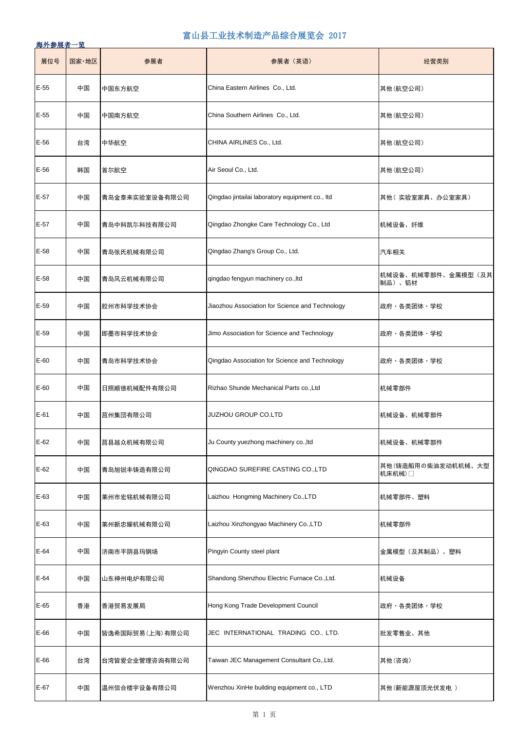# 富山县工业技术制造产品综合展览会 2017

**海外参展者一览**

| 展位号 | 国家·地区 | 参展者 | 参展者（英语） | 经营类别 |
|---|---|---|---|---|
| E-55 | 中国 | 中国东方航空 | China Eastern Airlines Co., Ltd. | 其他（航空公司） |
| E-55 | 中国 | 中国南方航空 | China Southern Airlines Co., Ltd. | 其他（航空公司） |
| E-56 | 台湾 | 中华航空 | CHINA AIRLINES Co., Ltd. | 其他（航空公司） |
| E-56 | 韩国 | 首尔航空 | Air Seoul Co., Ltd. | 其他（航空公司） |
| E-57 | 中国 | 青岛金泰来实验室设备有限公司 | Qingdao jintailai laboratory equipment co., ltd | 其他（ 实验室家具、办公室家具） |
| E-57 | 中国 | 青岛中科凯尔科技有限公司 | Qingdao Zhongke Care Technology Co., Ltd | 机械设备、纤维 |
| E-58 | 中国 | 青岛张氏机械有限公司 | Qingdao Zhang's Group Co., Ltd. | 汽车相关 |
| E-58 | 中国 | 青岛风云机械有限公司 | qingdao fengyun machinery co.,ltd | 机械设备、机械零部件、金属模型（及其制品）、铝材 |
| E-59 | 中国 | 胶州市科学技术协会 | Jiaozhou Association for Science and Technology | 政府・各类团体・学校 |
| E-59 | 中国 | 即墨市科学技术协会 | Jimo Association for Science and Technology | 政府・各类团体・学校 |
| E-60 | 中国 | 青岛市科学技术协会 | Qingdao Association for Science and Technology | 政府・各类团体・学校 |
| E-60 | 中国 | 日照顺德机械配件有限公司 | Rizhao Shunde Mechanical Parts co.,Ltd | 机械零部件 |
| E-61 | 中国 | 莒州集团有限公司 | JUZHOU GROUP CO.LTD | 机械设备、机械零部件 |
| E-62 | 中国 | 莒县越众机械有限公司 | Ju County yuezhong machinery co.,ltd | 机械设备、机械零部件 |
| E-62 | 中国 | 青岛旭锐丰铸造有限公司 | QINGDAO SUREFIRE CASTING CO.,LTD | 其他（铸造船用の柴油发动机机械、大型机床机械）□ |
| E-63 | 中国 | 莱州市宏铭机械有限公司 | Laizhou Hongming Machinery Co.,LTD | 机械零部件、塑料 |
| E-63 | 中国 | 莱州新忠耀机械有限公司 | Laizhou Xinzhongyao Machinery Co.,LTD | 机械零部件 |
| E-64 | 中国 | 济南市平阴县玛钢场 | Pingyin County steel plant | 金属模型（及其制品）、塑料 |
| E-64 | 中国 | 山东神州电炉有限公司 | Shandong Shenzhou Electric Furnace Co.,Ltd. | 机械设备 |
| E-65 | 香港 | 香港贸易发展局 | Hong Kong Trade Development Council | 政府・各类团体・学校 |
| E-66 | 中国 | 皆逸希国际贸易（上海）有限公司 | JEC INTERNATIONAL TRADING CO., LTD. | 批发零售业、其他 |
| E-66 | 台湾 | 台湾皆爱企业管理咨询有限公司 | Taiwan JEC Management Consultant Co,.Ltd. | 其他（咨询） |
| E-67 | 中国 | 温州信合楼宇设备有限公司 | Wenzhou XinHe building equipment co., LTD | 其他（新能源屋顶光伏发电 ） |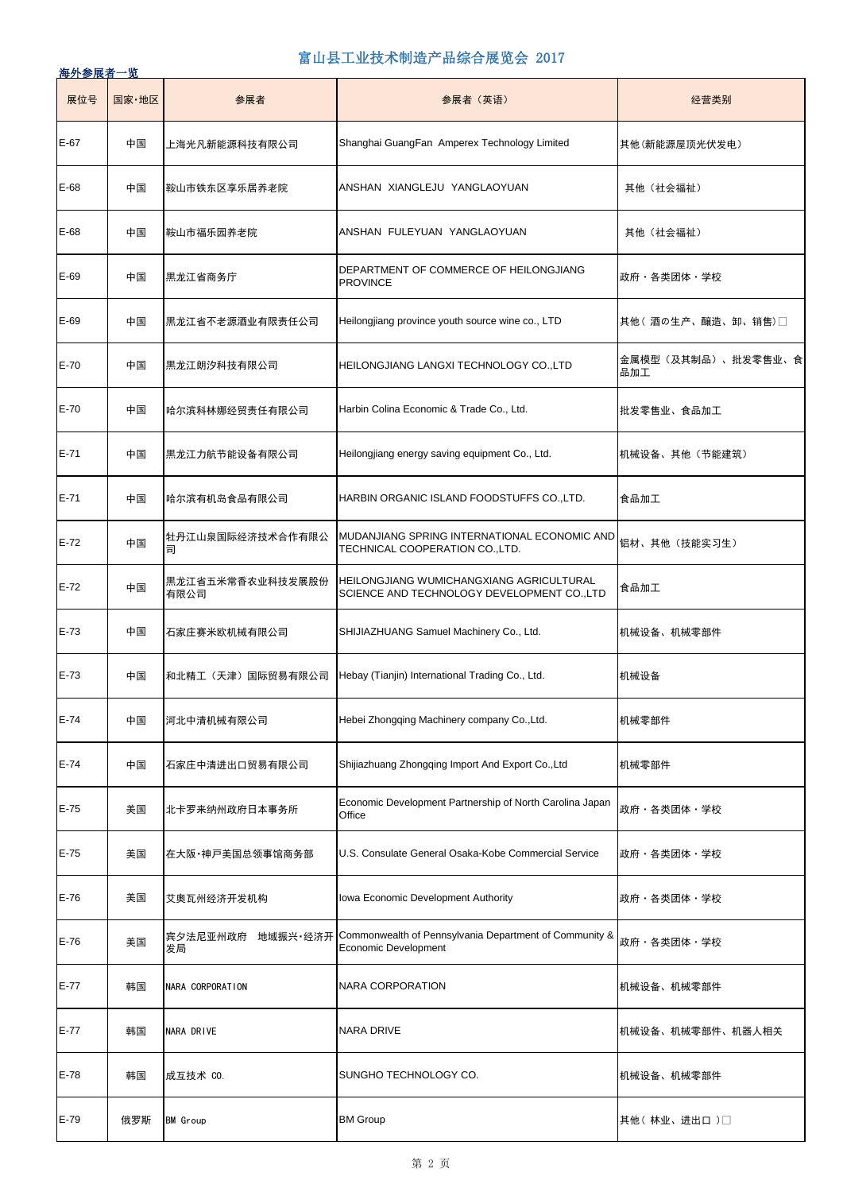# 富山县工业技术制造产品综合展览会 2017

**海外参展者一览**

| 展位号 | 国家·地区 | 参展者 | 参展者（英语） | 经营类别 |
|---|---|---|---|---|
| E-67 | 中国 | 上海光凡新能源科技有限公司 | Shanghai GuangFan Amperex Technology Limited | 其他(新能源屋顶光伏发电) |
| E-68 | 中国 | 鞍山市铁东区享乐居养老院 | ANSHAN XIANGLEJU YANGLAOYUAN | 其他（社会福祉） |
| E-68 | 中国 | 鞍山市福乐园养老院 | ANSHAN FULEYUAN YANGLAOYUAN | 其他（社会福祉） |
| E-69 | 中国 | 黑龙江省商务厅 | DEPARTMENT OF COMMERCE OF HEILONGJIANG PROVINCE | 政府・各类团体・学校 |
| E-69 | 中国 | 黑龙江省不老源酒业有限责任公司 | Heilongjiang province youth source wine co., LTD | 其他（ 酒の生产、酿造、卸、销售）□ |
| E-70 | 中国 | 黑龙江朗汐科技有限公司 | HEILONGJIANG LANGXI TECHNOLOGY CO.,LTD | 金属模型（及其制品）、批发零售业、食品加工 |
| E-70 | 中国 | 哈尔滨科林娜经贸责任有限公司 | Harbin Colina Economic & Trade Co., Ltd. | 批发零售业、食品加工 |
| E-71 | 中国 | 黑龙江力航节能设备有限公司 | Heilongjiang energy saving equipment Co., Ltd. | 机械设备、其他（节能建筑） |
| E-71 | 中国 | 哈尔滨有机岛食品有限公司 | HARBIN ORGANIC ISLAND FOODSTUFFS CO.,LTD. | 食品加工 |
| E-72 | 中国 | 牡丹江山泉国际经济技术合作有限公司 | MUDANJIANG SPRING INTERNATIONAL ECONOMIC AND TECHNICAL COOPERATION CO.,LTD. | 铝材、其他（技能实习生） |
| E-72 | 中国 | 黑龙江省五米常香农业科技发展股份有限公司 | HEILONGJIANG WUMICHANGXIANG AGRICULTURAL SCIENCE AND TECHNOLOGY DEVELOPMENT CO.,LTD | 食品加工 |
| E-73 | 中国 | 石家庄赛米欧机械有限公司 | SHIJIAZHUANG Samuel Machinery Co., Ltd. | 机械设备、机械零部件 |
| E-73 | 中国 | 和北精工（天津）国际贸易有限公司 | Hebay (Tianjin) International Trading Co., Ltd. | 机械设备 |
| E-74 | 中国 | 河北中清机械有限公司 | Hebei Zhongqing Machinery company Co.,Ltd. | 机械零部件 |
| E-74 | 中国 | 石家庄中清进出口贸易有限公司 | Shijiazhuang Zhongqing Import And Export Co.,Ltd | 机械零部件 |
| E-75 | 美国 | 北卡罗来纳州政府日本事务所 | Economic Development Partnership of North Carolina Japan Office | 政府・各类团体・学校 |
| E-75 | 美国 | 在大阪·神戸美国总领事馆商务部 | U.S. Consulate General Osaka-Kobe Commercial Service | 政府・各类团体・学校 |
| E-76 | 美国 | 艾奥瓦州经济开发机构 | Iowa Economic Development Authority | 政府・各类团体・学校 |
| E-76 | 美国 | 宾夕法尼亚州政府　地域振兴·经济开发局 | Commonwealth of Pennsylvania Department of Community & Economic Development | 政府・各类团体・学校 |
| E-77 | 韩国 | NARA CORPORATION | NARA CORPORATION | 机械设备、机械零部件 |
| E-77 | 韩国 | NARA DRIVE | NARA DRIVE | 机械设备、机械零部件、机器人相关 |
| E-78 | 韩国 | 成互技术 CO. | SUNGHO TECHNOLOGY CO. | 机械设备、机械零部件 |
| E-79 | 俄罗斯 | BM Group | BM Group | 其他（ 林业、进出口 ）□ |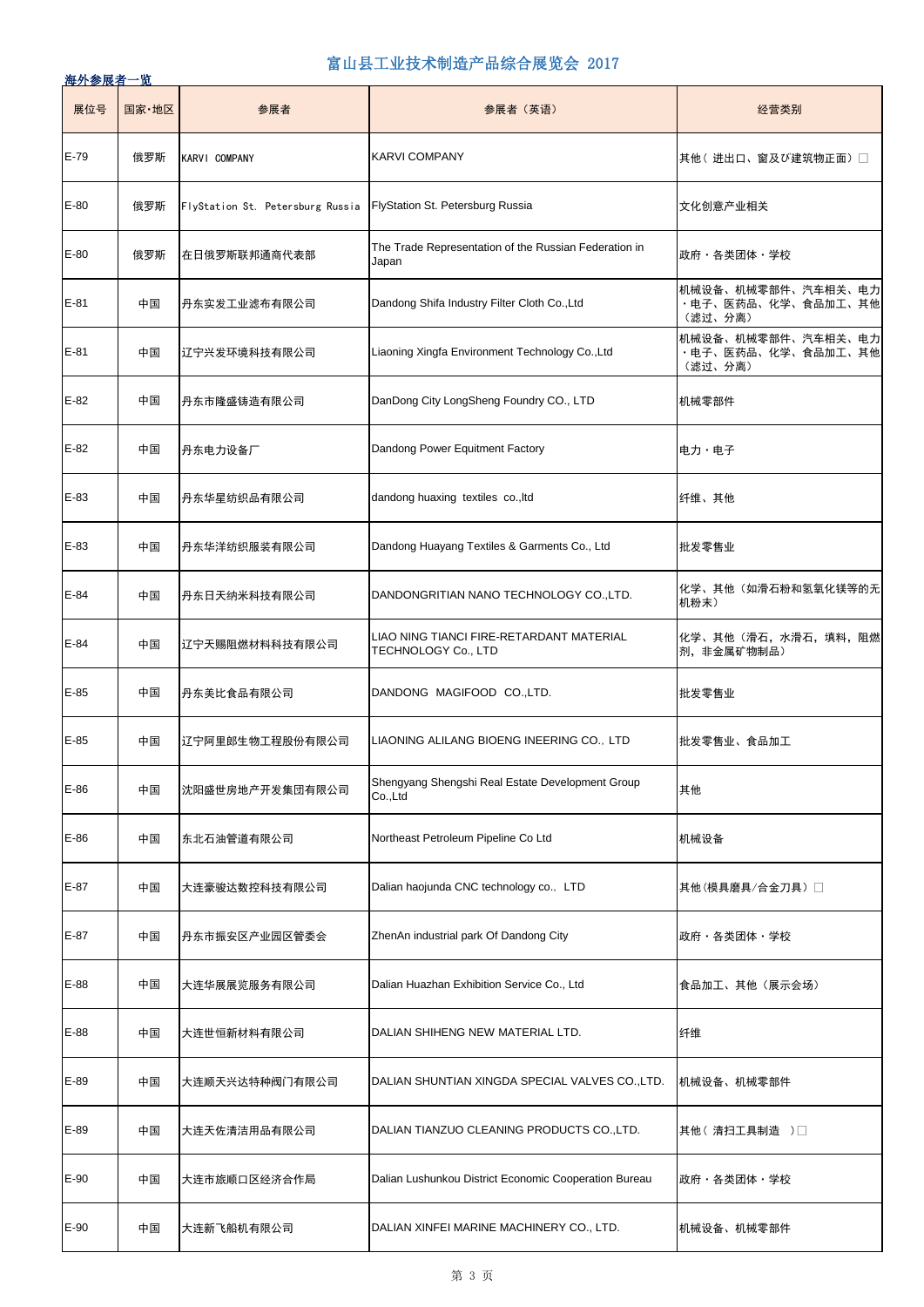# 富山县工业技术制造产品综合展览会 2017

**海外参展者一览**

| 展位号 | 国家·地区 | 参展者 | 参展者（英语） | 经营类别 |
|---|---|---|---|---|
| E-79 | 俄罗斯 | KARVI COMPANY | KARVI COMPANY | 其他（ 进出口、窗及び建筑物正面）□ |
| E-80 | 俄罗斯 | FlyStation St. Petersburg Russia | FlyStation St. Petersburg Russia | 文化创意产业相关 |
| E-80 | 俄罗斯 | 在日俄罗斯联邦通商代表部 | The Trade Representation of the Russian Federation in Japan | 政府・各类团体・学校 |
| E-81 | 中国 | 丹东实发工业滤布有限公司 | Dandong Shifa Industry Filter Cloth Co.,Ltd | 机械设备、机械零部件、汽车相关、电力・电子、医药品、化学、食品加工、其他（滤过、分离） |
| E-81 | 中国 | 辽宁兴发环境科技有限公司 | Liaoning Xingfa Environment Technology Co.,Ltd | 机械设备、机械零部件、汽车相关、电力・电子、医药品、化学、食品加工、其他（滤过、分离） |
| E-82 | 中国 | 丹东市隆盛铸造有限公司 | DanDong City LongSheng Foundry CO., LTD | 机械零部件 |
| E-82 | 中国 | 丹东电力设备厂 | Dandong Power Equitment Factory | 电力・电子 |
| E-83 | 中国 | 丹东华星纺织品有限公司 | dandong huaxing textiles co.,ltd | 纤维、其他 |
| E-83 | 中国 | 丹东华洋纺织服装有限公司 | Dandong Huayang Textiles & Garments Co., Ltd | 批发零售业 |
| E-84 | 中国 | 丹东日天纳米科技有限公司 | DANDONGRITIAN NANO TECHNOLOGY CO.,LTD. | 化学、其他（如滑石粉和氢氧化镁等的无机粉末） |
| E-84 | 中国 | 辽宁天赐阻燃材料科技有限公司 | LIAO NING TIANCI FIRE-RETARDANT MATERIAL TECHNOLOGY Co., LTD | 化学、其他（滑石，水滑石，填料，阻燃剂，非金属矿物制品） |
| E-85 | 中国 | 丹东美比食品有限公司 | DANDONG MAGIFOOD CO.,LTD. | 批发零售业 |
| E-85 | 中国 | 辽宁阿里郎生物工程股份有限公司 | LIAONING ALILANG BIOENG INEERING CO., LTD | 批发零售业、食品加工 |
| E-86 | 中国 | 沈阳盛世房地产开发集团有限公司 | Shengyang Shengshi Real Estate Development Group Co.,Ltd | 其他 |
| E-86 | 中国 | 东北石油管道有限公司 | Northeast Petroleum Pipeline Co Ltd | 机械设备 |
| E-87 | 中国 | 大连豪骏达数控科技有限公司 | Dalian haojunda CNC technology co., LTD | 其他（模具磨具/合金刀具）□ |
| E-87 | 中国 | 丹东市振安区产业园区管委会 | ZhenAn industrial park Of Dandong City | 政府・各类团体・学校 |
| E-88 | 中国 | 大连华展展览服务有限公司 | Dalian Huazhan Exhibition Service Co., Ltd | 食品加工、其他（展示会场） |
| E-88 | 中国 | 大连世恒新材料有限公司 | DALIAN SHIHENG NEW MATERIAL LTD. | 纤维 |
| E-89 | 中国 | 大连顺天兴达特种阀门有限公司 | DALIAN SHUNTIAN XINGDA SPECIAL VALVES CO.,LTD. | 机械设备、机械零部件 |
| E-89 | 中国 | 大连天佐清洁用品有限公司 | DALIAN TIANZUO CLEANING PRODUCTS CO.,LTD. | 其他（ 清扫工具制造 ）□ |
| E-90 | 中国 | 大连市旅顺口区经济合作局 | Dalian Lushunkou District Economic Cooperation Bureau | 政府・各类团体・学校 |
| E-90 | 中国 | 大连新飞船机有限公司 | DALIAN XINFEI MARINE MACHINERY CO., LTD. | 机械设备、机械零部件 |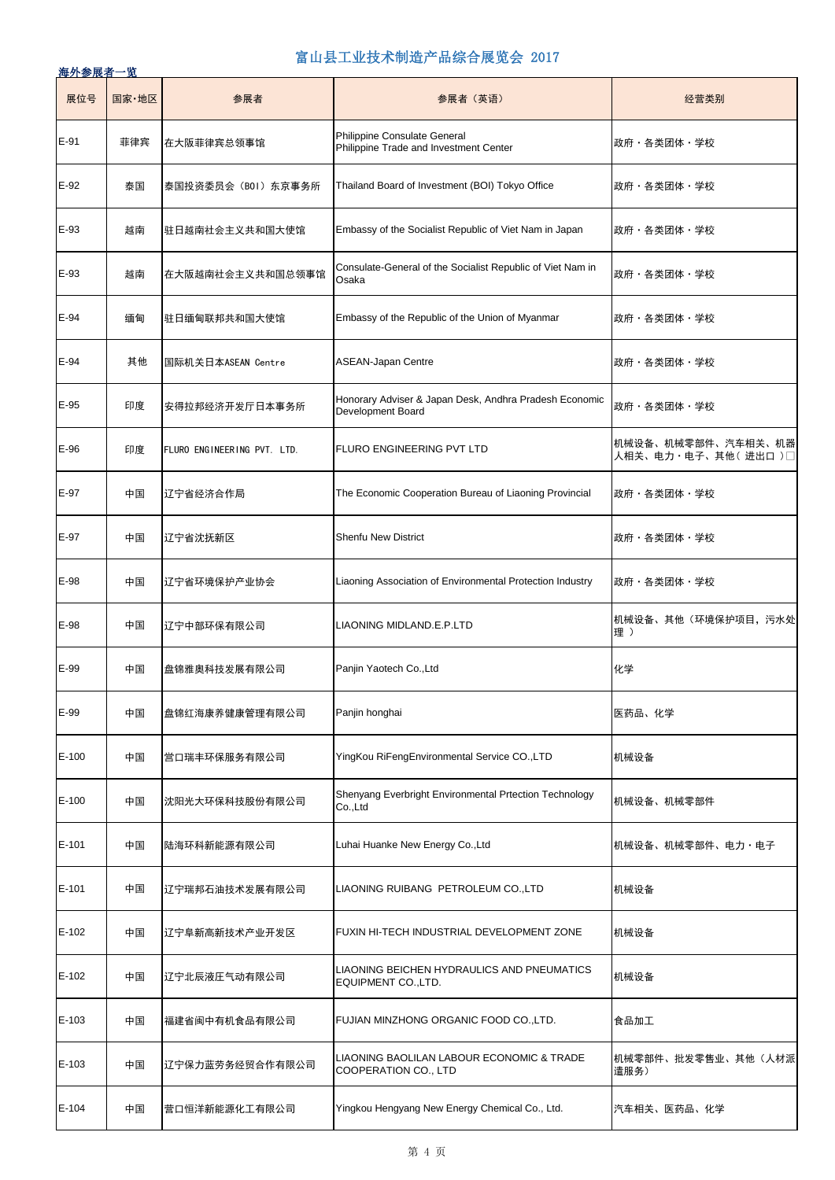## 富山县工业技术制造产品综合展览会 2017

**海外参展者一览**

| 展位号 | 国家·地区 | 参展者 | 参展者（英语） | 经营类别 |
| --- | --- | --- | --- | --- |
| E-91 | 菲律宾 | 在大阪菲律宾总领事馆 | Philippine Consulate General<br>Philippine Trade and Investment Center | 政府・各类团体・学校 |
| E-92 | 泰国 | 泰国投资委员会（BOI）东京事务所 | Thailand Board of Investment (BOI) Tokyo Office | 政府・各类团体・学校 |
| E-93 | 越南 | 驻日越南社会主义共和国大使馆 | Embassy of the Socialist Republic of Viet Nam in Japan | 政府・各类团体・学校 |
| E-93 | 越南 | 在大阪越南社会主义共和国总领事馆 | Consulate-General of the Socialist Republic of Viet Nam in Osaka | 政府・各类团体・学校 |
| E-94 | 缅甸 | 驻日缅甸联邦共和国大使馆 | Embassy of the Republic of the Union of Myanmar | 政府・各类团体・学校 |
| E-94 | 其他 | 国际机关日本ASEAN Centre | ASEAN-Japan Centre | 政府・各类团体・学校 |
| E-95 | 印度 | 安得拉邦经济开发厅日本事务所 | Honorary Adviser & Japan Desk, Andhra Pradesh Economic Development Board | 政府・各类团体・学校 |
| E-96 | 印度 | FLURO ENGINEERING PVT. LTD. | FLURO ENGINEERING PVT LTD | 机械设备、机械零部件、汽车相关、机器人相关、电力・电子、其他（ 进出口 ）□ |
| E-97 | 中国 | 辽宁省经济合作局 | The Economic Cooperation Bureau of Liaoning Provincial | 政府・各类团体・学校 |
| E-97 | 中国 | 辽宁省沈抚新区 | Shenfu New District | 政府・各类团体・学校 |
| E-98 | 中国 | 辽宁省环境保护产业协会 | Liaoning Association of Environmental Protection Industry | 政府・各类团体・学校 |
| E-98 | 中国 | 辽宁中部环保有限公司 | LIAONING MIDLAND.E.P.LTD | 机械设备、其他（环境保护项目，污水处理 ） |
| E-99 | 中国 | 盘锦雅奥科技发展有限公司 | Panjin Yaotech Co.,Ltd | 化学 |
| E-99 | 中国 | 盘锦红海康养健康管理有限公司 | Panjin honghai | 医药品、化学 |
| E-100 | 中国 | 营口瑞丰环保服务有限公司 | YingKou RiFengEnvironmental Service CO.,LTD | 机械设备 |
| E-100 | 中国 | 沈阳光大环保科技股份有限公司 | Shenyang Everbright Environmental Prtection Technology Co.,Ltd | 机械设备、机械零部件 |
| E-101 | 中国 | 陆海环科新能源有限公司 | Luhai Huanke New Energy Co.,Ltd | 机械设备、机械零部件、电力・电子 |
| E-101 | 中国 | 辽宁瑞邦石油技术发展有限公司 | LIAONING RUIBANG PETROLEUM CO.,LTD | 机械设备 |
| E-102 | 中国 | 辽宁阜新高新技术产业开发区 | FUXIN HI-TECH INDUSTRIAL DEVELOPMENT ZONE | 机械设备 |
| E-102 | 中国 | 辽宁北辰液压气动有限公司 | LIAONING BEICHEN HYDRAULICS AND PNEUMATICS EQUIPMENT CO.,LTD. | 机械设备 |
| E-103 | 中国 | 福建省闽中有机食品有限公司 | FUJIAN MINZHONG ORGANIC FOOD CO.,LTD. | 食品加工 |
| E-103 | 中国 | 辽宁保力蓝劳务经贸合作有限公司 | LIAONING BAOLILAN LABOUR ECONOMIC & TRADE COOPERATION CO., LTD | 机械零部件、批发零售业、其他（人材派遣服务） |
| E-104 | 中国 | 营口恒洋新能源化工有限公司 | Yingkou Hengyang New Energy Chemical Co., Ltd. | 汽车相关、医药品、化学 |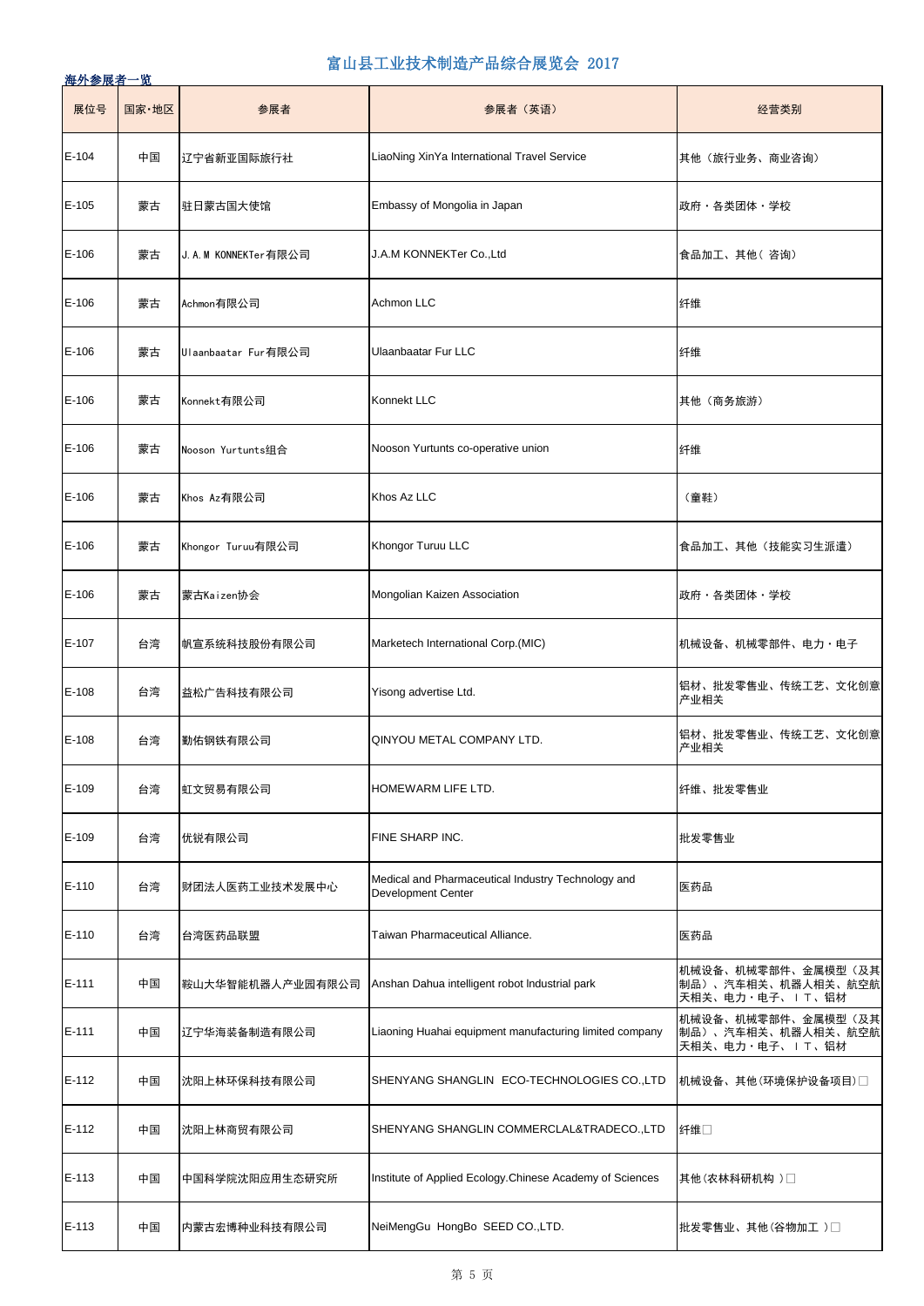# 富山县工业技术制造产品综合展览会 2017

**海外参展者一览**

| 展位号 | 国家·地区 | 参展者 | 参展者（英语） | 经营类别 |
|---|---|---|---|---|
| E-104 | 中国 | 辽宁省新亚国际旅行社 | LiaoNing XinYa International Travel Service | 其他（旅行业务、商业咨询） |
| E-105 | 蒙古 | 驻日蒙古国大使馆 | Embassy of Mongolia in Japan | 政府・各类团体・学校 |
| E-106 | 蒙古 | J.A.M KONNEKTer有限公司 | J.A.M KONNEKTer Co.,Ltd | 食品加工、其他（ 咨询） |
| E-106 | 蒙古 | Achmon有限公司 | Achmon LLC | 纤维 |
| E-106 | 蒙古 | Ulaanbaatar Fur有限公司 | Ulaanbaatar Fur LLC | 纤维 |
| E-106 | 蒙古 | Konnekt有限公司 | Konnekt LLC | 其他（商务旅游） |
| E-106 | 蒙古 | Nooson Yurtunts组合 | Nooson Yurtunts co-operative union | 纤维 |
| E-106 | 蒙古 | Khos Az有限公司 | Khos Az LLC | （童鞋） |
| E-106 | 蒙古 | Khongor Turuu有限公司 | Khongor Turuu LLC | 食品加工、其他（技能实习生派遣） |
| E-106 | 蒙古 | 蒙古Kaizen协会 | Mongolian Kaizen Association | 政府・各类团体・学校 |
| E-107 | 台湾 | 帆宣系统科技股份有限公司 | Marketech International Corp.(MIC) | 机械设备、机械零部件、电力・电子 |
| E-108 | 台湾 | 益松广告科技有限公司 | Yisong advertise Ltd. | 铝材、批发零售业、传统工艺、文化创意产业相关 |
| E-108 | 台湾 | 勤佑钢铁有限公司 | QINYOU METAL COMPANY LTD. | 铝材、批发零售业、传统工艺、文化创意产业相关 |
| E-109 | 台湾 | 虹文贸易有限公司 | HOMEWARM LIFE LTD. | 纤维、批发零售业 |
| E-109 | 台湾 | 优锐有限公司 | FINE SHARP INC. | 批发零售业 |
| E-110 | 台湾 | 财团法人医药工业技术发展中心 | Medical and Pharmaceutical Industry Technology and Development Center | 医药品 |
| E-110 | 台湾 | 台湾医药品联盟 | Taiwan Pharmaceutical Alliance. | 医药品 |
| E-111 | 中国 | 鞍山大华智能机器人产业园有限公司 | Anshan Dahua intelligent robot Industrial park | 机械设备、机械零部件、金属模型（及其制品）、汽车相关、机器人相关、航空航天相关、电力・电子、ＩＴ、铝材 |
| E-111 | 中国 | 辽宁华海装备制造有限公司 | Liaoning Huahai equipment manufacturing limited company | 机械设备、机械零部件、金属模型（及其制品）、汽车相关、机器人相关、航空航天相关、电力・电子、ＩＴ、铝材 |
| E-112 | 中国 | 沈阳上林环保科技有限公司 | SHENYANG SHANGLIN ECO-TECHNOLOGIES CO.,LTD | 机械设备、其他(环境保护设备项目)□ |
| E-112 | 中国 | 沈阳上林商贸有限公司 | SHENYANG SHANGLIN COMMERCLAL&TRADECO.,LTD | 纤维□ |
| E-113 | 中国 | 中国科学院沈阳应用生态研究所 | Institute of Applied Ecology.Chinese Academy of Sciences | 其他(农林科研机构 )□ |
| E-113 | 中国 | 内蒙古宏博种业科技有限公司 | NeiMengGu HongBo SEED CO.,LTD. | 批发零售业、其他(谷物加工 )□ |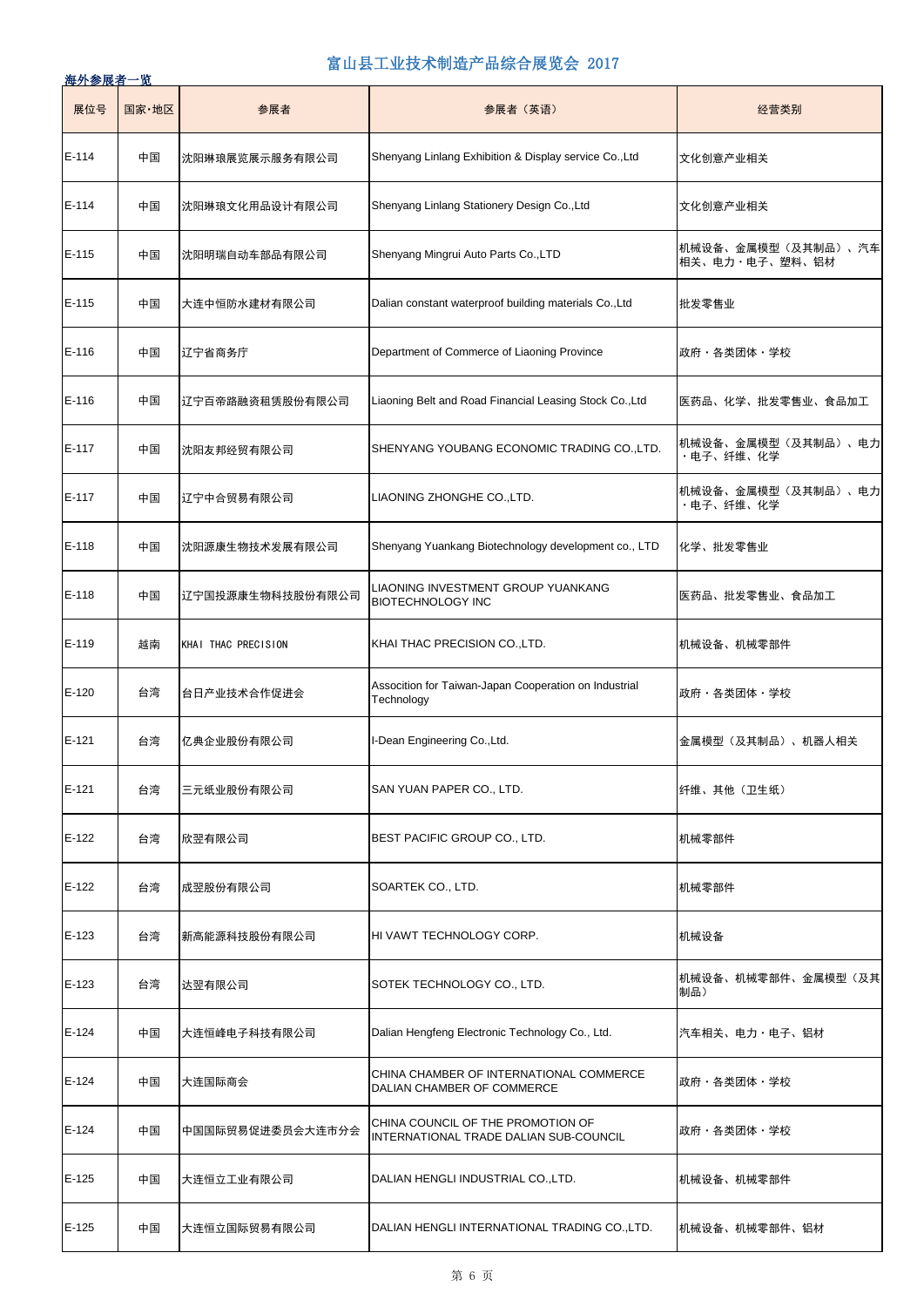# 富山县工业技术制造产品综合展览会 2017

**海外参展者一览**

| 展位号 | 国家·地区 | 参展者 | 参展者（英语） | 经营类别 |
|---|---|---|---|---|
| E-114 | 中国 | 沈阳琳琅展览展示服务有限公司 | Shenyang Linlang Exhibition & Display service Co.,Ltd | 文化创意产业相关 |
| E-114 | 中国 | 沈阳琳琅文化用品设计有限公司 | Shenyang Linlang Stationery Design Co.,Ltd | 文化创意产业相关 |
| E-115 | 中国 | 沈阳明瑞自动车部品有限公司 | Shenyang Mingrui Auto Parts Co.,LTD | 机械设备、金属模型（及其制品）、汽车相关、电力・电子、塑料、铝材 |
| E-115 | 中国 | 大连中恒防水建材有限公司 | Dalian constant waterproof building materials Co.,Ltd | 批发零售业 |
| E-116 | 中国 | 辽宁省商务厅 | Department of Commerce of Liaoning Province | 政府・各类团体・学校 |
| E-116 | 中国 | 辽宁百帝路融资租赁股份有限公司 | Liaoning Belt and Road Financial Leasing Stock Co.,Ltd | 医药品、化学、批发零售业、食品加工 |
| E-117 | 中国 | 沈阳友邦经贸有限公司 | SHENYANG YOUBANG ECONOMIC TRADING CO.,LTD. | 机械设备、金属模型（及其制品）、电力・电子、纤维、化学 |
| E-117 | 中国 | 辽宁中合贸易有限公司 | LIAONING ZHONGHE CO.,LTD. | 机械设备、金属模型（及其制品）、电力・电子、纤维、化学 |
| E-118 | 中国 | 沈阳源康生物技术发展有限公司 | Shenyang Yuankang Biotechnology development co., LTD | 化学、批发零售业 |
| E-118 | 中国 | 辽宁国投源康生物科技股份有限公司 | LIAONING INVESTMENT GROUP YUANKANG BIOTECHNOLOGY INC | 医药品、批发零售业、食品加工 |
| E-119 | 越南 | KHAI THAC PRECISION | KHAI THAC PRECISION CO.,LTD. | 机械设备、机械零部件 |
| E-120 | 台湾 | 台日产业技术合作促进会 | Assocition for Taiwan-Japan Cooperation on Industrial Technology | 政府・各类团体・学校 |
| E-121 | 台湾 | 亿典企业股份有限公司 | I-Dean Engineering Co.,Ltd. | 金属模型（及其制品）、机器人相关 |
| E-121 | 台湾 | 三元纸业股份有限公司 | SAN YUAN PAPER CO., LTD. | 纤维、其他（卫生纸） |
| E-122 | 台湾 | 欣翌有限公司 | BEST PACIFIC GROUP CO., LTD. | 机械零部件 |
| E-122 | 台湾 | 成翌股份有限公司 | SOARTEK CO., LTD. | 机械零部件 |
| E-123 | 台湾 | 新高能源科技股份有限公司 | HI VAWT TECHNOLOGY CORP. | 机械设备 |
| E-123 | 台湾 | 达翌有限公司 | SOTEK TECHNOLOGY CO., LTD. | 机械设备、机械零部件、金属模型（及其制品） |
| E-124 | 中国 | 大连恒峰电子科技有限公司 | Dalian Hengfeng Electronic Technology Co., Ltd. | 汽车相关、电力・电子、铝材 |
| E-124 | 中国 | 大连国际商会 | CHINA CHAMBER OF INTERNATIONAL COMMERCE DALIAN CHAMBER OF COMMERCE | 政府・各类团体・学校 |
| E-124 | 中国 | 中国国际贸易促进委员会大连市分会 | CHINA COUNCIL OF THE PROMOTION OF INTERNATIONAL TRADE DALIAN SUB-COUNCIL | 政府・各类团体・学校 |
| E-125 | 中国 | 大连恒立工业有限公司 | DALIAN HENGLI INDUSTRIAL CO.,LTD. | 机械设备、机械零部件 |
| E-125 | 中国 | 大连恒立国际贸易有限公司 | DALIAN HENGLI INTERNATIONAL TRADING CO.,LTD. | 机械设备、机械零部件、铝材 |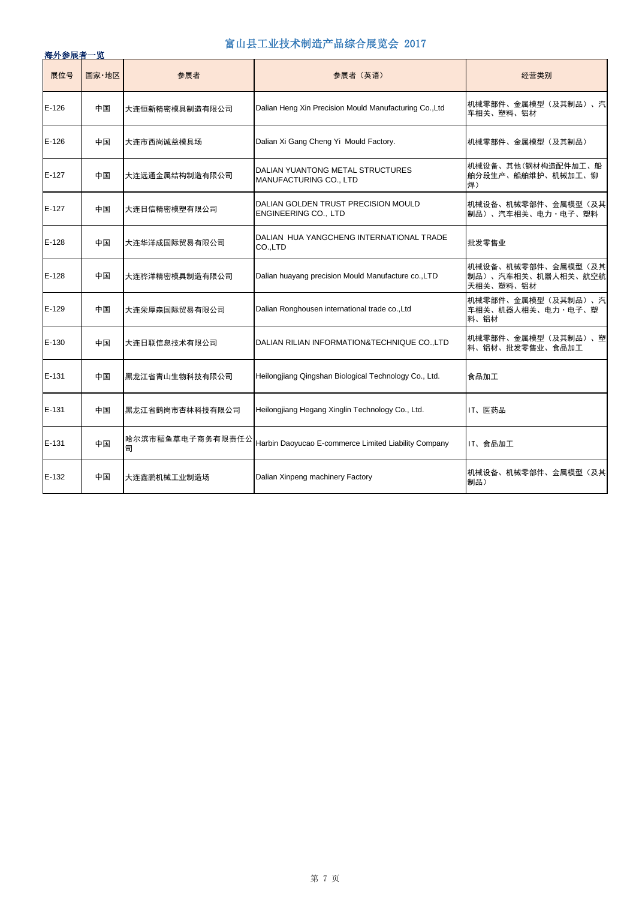# 富山县工业技术制造产品综合展览会 2017

**海外参展者一览**

| 展位号 | 国家·地区 | 参展者 | 参展者（英语） | 经营类别 |
|---|---|---|---|---|
| E-126 | 中国 | 大连恒新精密模具制造有限公司 | Dalian Heng Xin Precision Mould Manufacturing Co.,Ltd | 机械零部件、金属模型（及其制品）、汽车相关、塑料、铝材 |
| E-126 | 中国 | 大连市西岗诚益模具场 | Dalian Xi Gang Cheng Yi Mould Factory. | 机械零部件、金属模型（及其制品） |
| E-127 | 中国 | 大连远通金属结构制造有限公司 | DALIAN YUANTONG METAL STRUCTURES MANUFACTURING CO., LTD | 机械设备、其他(钢材构造配件加工、船舶分段生产、船舶维护、机械加工、铆焊) |
| E-127 | 中国 | 大连日信精密模塑有限公司 | DALIAN GOLDEN TRUST PRECISION MOULD ENGINEERING CO., LTD | 机械设备、机械零部件、金属模型（及其制品）、汽车相关、电力・电子、塑料 |
| E-128 | 中国 | 大连华洋成国际贸易有限公司 | DALIAN HUA YANGCHENG INTERNATIONAL TRADE CO.,LTD | 批发零售业 |
| E-128 | 中国 | 大连骅洋精密模具制造有限公司 | Dalian huayang precision Mould Manufacture co.,LTD | 机械设备、机械零部件、金属模型（及其制品）、汽车相关、机器人相关、航空航天相关、塑料、铝材 |
| E-129 | 中国 | 大连荣厚森国际贸易有限公司 | Dalian Ronghousen international trade co.,Ltd | 机械零部件、金属模型（及其制品）、汽车相关、机器人相关、电力・电子、塑料、铝材 |
| E-130 | 中国 | 大连日联信息技术有限公司 | DALIAN RILIAN INFORMATION&TECHNIQUE CO.,LTD | 机械零部件、金属模型（及其制品）、塑料、铝材、批发零售业、食品加工 |
| E-131 | 中国 | 黑龙江省青山生物科技有限公司 | Heilongjiang Qingshan Biological Technology Co., Ltd. | 食品加工 |
| E-131 | 中国 | 黑龙江省鹤岗市杏林科技有限公司 | Heilongjiang Hegang Xinglin Technology Co., Ltd. | IT、医药品 |
| E-131 | 中国 | 哈尔滨市稻鱼草电子商务有限责任公司 | Harbin Daoyucao E-commerce Limited Liability Company | IT、食品加工 |
| E-132 | 中国 | 大连鑫鹏机械工业制造场 | Dalian Xinpeng machinery Factory | 机械设备、机械零部件、金属模型（及其制品） |